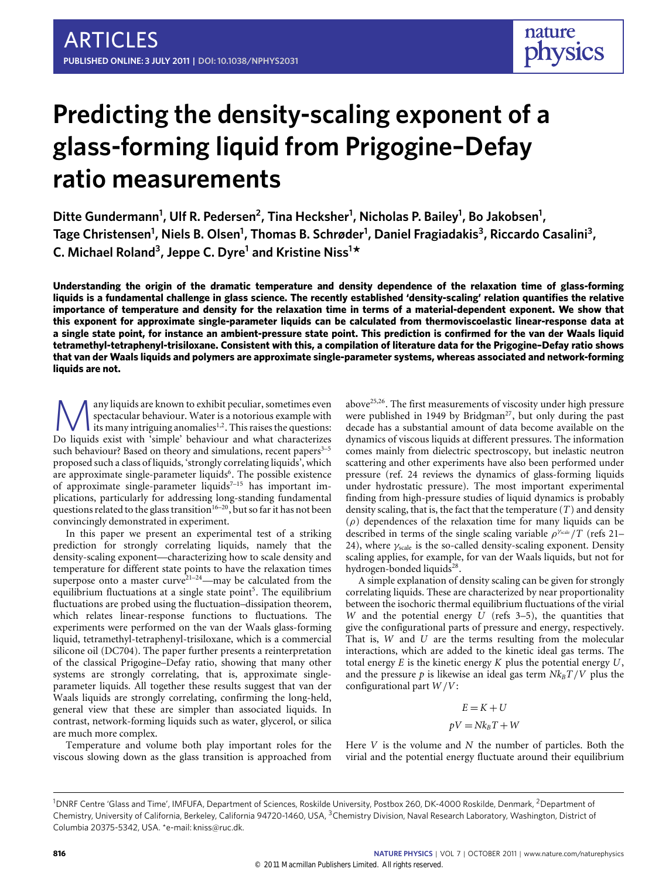# Predicting the density-scaling exponent of a glass-forming liquid from Prigogine–Defay ratio measurements

**Ditte Gundermann[1], Ulf R. Pedersen[2], Tina Hecksher[1], Nicholas P. Bailey[1], Bo Jakobsen[1], Tage Christensen[1], Niels B. Olsen[1], Thomas B. Schrøder[1], Daniel Fragiadakis[3], Riccardo Casalini[3], C. Michael Roland[3], Jeppe C. Dyre[1] and Kristine Niss[1]***

**Understanding the origin of the dramatic temperature and density dependence of the relaxation time of glass-forming liquids is a fundamental challenge in glass science. The recently established 'density-scaling' relation quantifies the relative importance of temperature and density for the relaxation time in terms of a material-dependent exponent. We show that this exponent for approximate single-parameter liquids can be calculated from thermoviscoelastic linear-response data at a single state point, for instance an ambient-pressure state point. This prediction is confirmed for the van der Waals liquid tetramethyl-tetraphenyl-trisiloxane. Consistent with this, a compilation of literature data for the Prigogine–Defay ratio shows that van der Waals liquids and polymers are approximate single-parameter systems, whereas associated and network-forming liquids are not.**

Many liquids are known to exhibit peculiar, sometimes even spectacular behaviour. Water is a notorious example with its many intriguing anomalies[1,2]. This raises the questions: Do liquids exist with 'simple' behaviour and what characterizes such behaviour? Based on theory and simulations, recent papers[3–5] proposed such a class of liquids, 'strongly correlating liquids', which are approximate single-parameter liquids[6]. The possible existence of approximate single-parameter liquids[7–15] has important implications, particularly for addressing long-standing fundamental questions related to the glass transition[16–20], but so far it has not been convincingly demonstrated in experiment.

In this paper we present an experimental test of a striking prediction for strongly correlating liquids, namely that the density-scaling exponent—characterizing how to scale density and temperature for different state points to have the relaxation times superpose onto a master curve[21–24]—may be calculated from the equilibrium fluctuations at a single state point[5]. The equilibrium fluctuations are probed using the fluctuation–dissipation theorem, which relates linear-response functions to fluctuations. The experiments were performed on the van der Waals glass-forming liquid, tetramethyl-tetraphenyl-trisiloxane, which is a commercial silicone oil (DC704). The paper further presents a reinterpretation of the classical Prigogine–Defay ratio, showing that many other systems are strongly correlating, that is, approximate single-parameter liquids. All together these results suggest that van der Waals liquids are strongly correlating, confirming the long-held, general view that these are simpler than associated liquids. In contrast, network-forming liquids such as water, glycerol, or silica are much more complex.

Temperature and volume both play important roles for the viscous slowing down as the glass transition is approached from above[25,26]. The first measurements of viscosity under high pressure were published in 1949 by Bridgman[27], but only during the past decade has a substantial amount of data become available on the dynamics of viscous liquids at different pressures. The information comes mainly from dielectric spectroscopy, but inelastic neutron scattering and other experiments have also been performed under pressure (ref. 24 reviews the dynamics of glass-forming liquids under hydrostatic pressure). The most important experimental finding from high-pressure studies of liquid dynamics is probably density scaling, that is, the fact that the temperature ($T$) and density ($\rho$) dependences of the relaxation time for many liquids can be described in terms of the single scaling variable $\rho^{\gamma_{\text{scale}}}/T$ (refs 21–24), where $\gamma_{\text{scale}}$ is the so-called density-scaling exponent. Density scaling applies, for example, for van der Waals liquids, but not for hydrogen-bonded liquids[28].

A simple explanation of density scaling can be given for strongly correlating liquids. These are characterized by near proportionality between the isochoric thermal equilibrium fluctuations of the virial $W$ and the potential energy $U$ (refs 3–5), the quantities that give the configurational parts of pressure and energy, respectively. That is, $W$ and $U$ are the terms resulting from the molecular interactions, which are added to the kinetic ideal gas terms. The total energy $E$ is the kinetic energy $K$ plus the potential energy $U$, and the pressure $p$ is likewise an ideal gas term $Nk_BT/V$ plus the configurational part $W/V$:

$$E = K + U$$

$$pV = Nk_BT + W$$

Here $V$ is the volume and $N$ the number of particles. Both the virial and the potential energy fluctuate around their equilibrium

[1]DNRF Centre 'Glass and Time', IMFUFA, Department of Sciences, Roskilde University, Postbox 260, DK-4000 Roskilde, Denmark, [2]Department of Chemistry, University of California, Berkeley, California 94720-1460, USA, [3]Chemistry Division, Naval Research Laboratory, Washington, District of Columbia 20375-5342, USA. *e-mail: kniss@ruc.dk.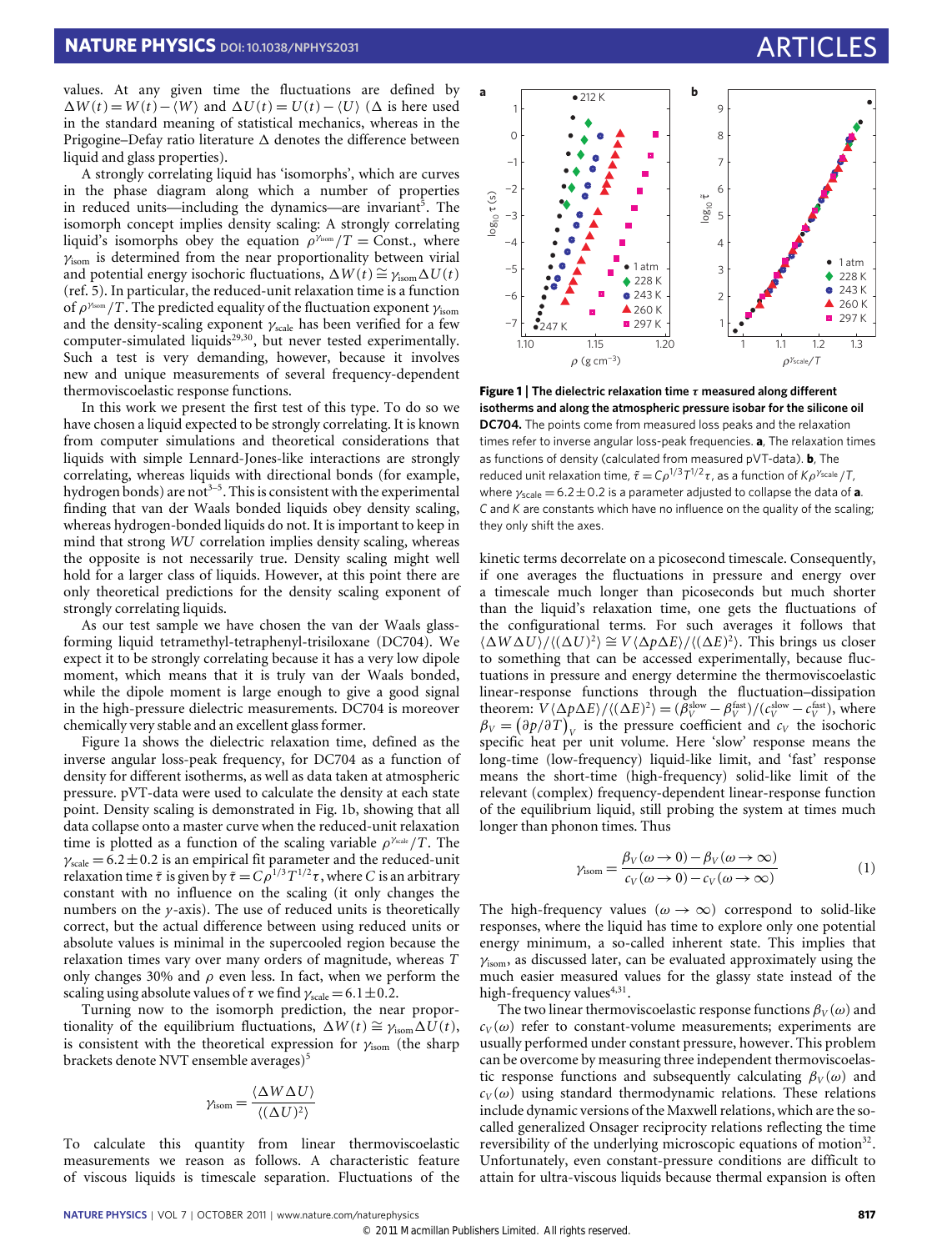values. At any given time the fluctuations are defined by $\Delta W(t) = W(t) - \langle W \rangle$ and $\Delta U(t) = U(t) - \langle U \rangle$ ($\Delta$ is here used in the standard meaning of statistical mechanics, whereas in the Prigogine–Defay ratio literature $\Delta$ denotes the difference between liquid and glass properties).

A strongly correlating liquid has 'isomorphs', which are curves in the phase diagram along which a number of properties in reduced units—including the dynamics—are invariant[5]. The isomorph concept implies density scaling: A strongly correlating liquid's isomorphs obey the equation $\rho^{\gamma_{\rm isom}}/T = {\rm Const.}$, where $\gamma_{\rm isom}$ is determined from the near proportionality between virial and potential energy isochoric fluctuations, $\Delta W(t) \cong \gamma_{\rm isom} \Delta U(t)$ (ref. 5). In particular, the reduced-unit relaxation time is a function of $\rho^{\gamma_{\rm isom}}/T$. The predicted equality of the fluctuation exponent $\gamma_{\rm isom}$ and the density-scaling exponent $\gamma_{\rm scale}$ has been verified for a few computer-simulated liquids[29,30], but never tested experimentally. Such a test is very demanding, however, because it involves new and unique measurements of several frequency-dependent thermoviscoelastic response functions.

In this work we present the first test of this type. To do so we have chosen a liquid expected to be strongly correlating. It is known from computer simulations and theoretical considerations that liquids with simple Lennard-Jones-like interactions are strongly correlating, whereas liquids with directional bonds (for example, hydrogen bonds) are not[3–5]. This is consistent with the experimental finding that van der Waals bonded liquids obey density scaling, whereas hydrogen-bonded liquids do not. It is important to keep in mind that strong *WU* correlation implies density scaling, whereas the opposite is not necessarily true. Density scaling might well hold for a larger class of liquids. However, at this point there are only theoretical predictions for the density scaling exponent of strongly correlating liquids.

As our test sample we have chosen the van der Waals glass-forming liquid tetramethyl-tetraphenyl-trisiloxane (DC704). We expect it to be strongly correlating because it has a very low dipole moment, which means that it is truly van der Waals bonded, while the dipole moment is large enough to give a good signal in the high-pressure dielectric measurements. DC704 is moreover chemically very stable and an excellent glass former.

Figure 1a shows the dielectric relaxation time, defined as the inverse angular loss-peak frequency, for DC704 as a function of density for different isotherms, as well as data taken at atmospheric pressure. pVT-data were used to calculate the density at each state point. Density scaling is demonstrated in Fig. 1b, showing that all data collapse onto a master curve when the reduced-unit relaxation time is plotted as a function of the scaling variable $\rho^{\gamma_{\rm scale}}/T$. The $\gamma_{\rm scale} = 6.2 \pm 0.2$ is an empirical fit parameter and the reduced-unit relaxation time $\tilde{\tau}$ is given by $\tilde{\tau} = C\rho^{1/3}T^{1/2}\tau$, where $C$ is an arbitrary constant with no influence on the scaling (it only changes the numbers on the *y*-axis). The use of reduced units is theoretically correct, but the actual difference between using reduced units or absolute values is minimal in the supercooled region because the relaxation times vary over many orders of magnitude, whereas $T$ only changes 30% and $\rho$ even less. In fact, when we perform the scaling using absolute values of $\tau$ we find $\gamma_{\rm scale} = 6.1 \pm 0.2$.

Turning now to the isomorph prediction, the near proportionality between the equilibrium fluctuations, $\Delta W(t) \cong \gamma_{\rm isom} \Delta U(t)$, is consistent with the theoretical expression for $\gamma_{\rm isom}$ (the sharp brackets denote NVT ensemble averages)[5]

$$\gamma_{\rm isom} = \frac{\langle \Delta W \Delta U \rangle}{\langle (\Delta U)^2 \rangle}$$

To calculate this quantity from linear thermoviscoelastic measurements we reason as follows. A characteristic feature of viscous liquids is timescale separation. Fluctuations of the kinetic terms decorrelate on a picosecond timescale. Consequently, if one averages the fluctuations in pressure and energy over a timescale much longer than picoseconds but much shorter than the liquid's relaxation time, one gets the fluctuations of the configurational terms. For such averages it follows that $\langle \Delta W \Delta U \rangle / \langle (\Delta U)^2 \rangle \cong V \langle \Delta p \Delta E \rangle / \langle (\Delta E)^2 \rangle$. This brings us closer to something that can be accessed experimentally, because fluctuations in pressure and energy determine the thermoviscoelastic linear-response functions through the fluctuation–dissipation theorem: $V \langle \Delta p \Delta E \rangle / \langle (\Delta E)^2 \rangle = (\beta_V^{\rm slow} - \beta_V^{\rm fast})/(c_V^{\rm slow} - c_V^{\rm fast})$, where $\beta_V = (\partial p / \partial T)_V$ is the pressure coefficient and $c_V$ the isochoric specific heat per unit volume. Here 'slow' response means the long-time (low-frequency) liquid-like limit, and 'fast' response means the short-time (high-frequency) solid-like limit of the relevant (complex) frequency-dependent linear-response function of the equilibrium liquid, still probing the system at times much longer than phonon times. Thus

$$\gamma_{\rm isom} = \frac{\beta_V(\omega \to 0) - \beta_V(\omega \to \infty)}{c_V(\omega \to 0) - c_V(\omega \to \infty)} \tag{1}$$

The high-frequency values ($\omega \to \infty$) correspond to solid-like responses, where the liquid has time to explore only one potential energy minimum, a so-called inherent state. This implies that $\gamma_{\rm isom}$, as discussed later, can be evaluated approximately using the much easier measured values for the glassy state instead of the high-frequency values[4,31].

The two linear thermoviscoelastic response functions $\beta_V(\omega)$ and $c_V(\omega)$ refer to constant-volume measurements; experiments are usually performed under constant pressure, however. This problem can be overcome by measuring three independent thermoviscoelastic response functions and subsequently calculating $\beta_V(\omega)$ and $c_V(\omega)$ using standard thermodynamic relations. These relations include dynamic versions of the Maxwell relations, which are the so-called generalized Onsager reciprocity relations reflecting the time reversibility of the underlying microscopic equations of motion[32]. Unfortunately, even constant-pressure conditions are difficult to attain for ultra-viscous liquids because thermal expansion is often

**Figure 1 | The dielectric relaxation time $\tau$ measured along different isotherms and along the atmospheric pressure isobar for the silicone oil DC704.** The points come from measured loss peaks and the relaxation times refer to inverse angular loss-peak frequencies. **a**, The relaxation times as functions of density (calculated from measured pVT-data). **b**, The reduced unit relaxation time, $\tilde{\tau} = C\rho^{1/3}T^{1/2}\tau$, as a function of $K\rho^{\gamma_{\rm scale}}/T$, where $\gamma_{\rm scale} = 6.2 \pm 0.2$ is a parameter adjusted to collapse the data of **a**. $C$ and $K$ are constants which have no influence on the quality of the scaling; they only shift the axes.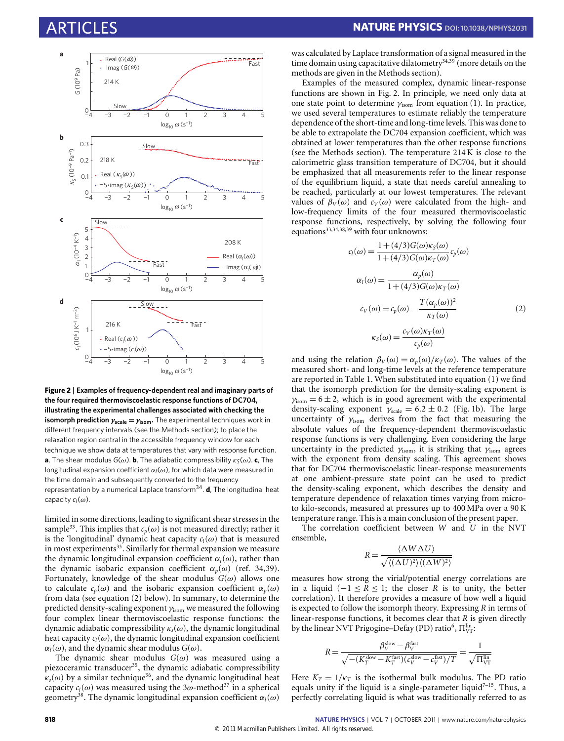**Figure 2 | Examples of frequency-dependent real and imaginary parts of the four required thermoviscoelastic response functions of DC704, illustrating the experimental challenges associated with checking the isomorph prediction $\gamma_{scale} = \gamma_{isom}$.** The experimental techniques work in different frequency intervals (see the Methods section); to place the relaxation region central in the accessible frequency window for each technique we show data at temperatures that vary with response function. **a**, The shear modulus $G(\omega)$. **b**, The adiabatic compressibility $\kappa_S(\omega)$. **c**, The longitudinal expansion coefficient $\alpha_l(\omega)$, for which data were measured in the time domain and subsequently converted to the frequency representation by a numerical Laplace transform[34]. **d**, The longitudinal heat capacity $c_l(\omega)$.

limited in some directions, leading to significant shear stresses in the sample[33]. This implies that $c_p(\omega)$ is not measured directly; rather it is the 'longitudinal' dynamic heat capacity $c_l(\omega)$ that is measured in most experiments[33]. Similarly for thermal expansion we measure the dynamic longitudinal expansion coefficient $\alpha_l(\omega)$, rather than the dynamic isobaric expansion coefficient $\alpha_p(\omega)$ (ref. 34,39). Fortunately, knowledge of the shear modulus $G(\omega)$ allows one to calculate $c_p(\omega)$ and the isobaric expansion coefficient $\alpha_p(\omega)$ from data (see equation (2) below). In summary, to determine the predicted density-scaling exponent $\gamma_{isom}$ we measured the following four complex linear thermoviscoelastic response functions: the dynamic adiabatic compressibility $\kappa_s(\omega)$, the dynamic longitudinal heat capacity $c_l(\omega)$, the dynamic longitudinal expansion coefficient $\alpha_l(\omega)$, and the dynamic shear modulus $G(\omega)$.

The dynamic shear modulus $G(\omega)$ was measured using a piezoceramic transducer[35], the dynamic adiabatic compressibility $\kappa_s(\omega)$ by a similar technique[36], and the dynamic longitudinal heat capacity $c_l(\omega)$ was measured using the $3\omega$-method[37] in a spherical geometry[38]. The dynamic longitudinal expansion coefficient $\alpha_l(\omega)$ was calculated by Laplace transformation of a signal measured in the time domain using capacitative dilatometry[34,39] (more details on the methods are given in the Methods section).

Examples of the measured complex, dynamic linear-response functions are shown in Fig. 2. In principle, we need only data at one state point to determine $\gamma_{isom}$ from equation (1). In practice, we used several temperatures to estimate reliably the temperature dependence of the short-time and long-time levels. This was done to be able to extrapolate the DC704 expansion coefficient, which was obtained at lower temperatures than the other response functions (see the Methods section). The temperature 214 K is close to the calorimetric glass transition temperature of DC704, but it should be emphasized that all measurements refer to the linear response of the equilibrium liquid, a state that needs careful annealing to be reached, particularly at our lowest temperatures. The relevant values of $\beta_V(\omega)$ and $c_V(\omega)$ were calculated from the high- and low-frequency limits of the four measured thermoviscoelastic response functions, respectively, by solving the following four equations[33,34,38,39] with four unknowns:

$$
\begin{aligned}
c_l(\omega) &= \frac{1+(4/3)G(\omega)\kappa_S(\omega)}{1+(4/3)G(\omega)\kappa_T(\omega)}c_p(\omega) \\
\alpha_l(\omega) &= \frac{\alpha_p(\omega)}{1+(4/3)G(\omega)\kappa_T(\omega)} \\
c_V(\omega) &= c_p(\omega) - \frac{T(\alpha_p(\omega))^2}{\kappa_T(\omega)} \\
\kappa_S(\omega) &= \frac{c_V(\omega)\kappa_T(\omega)}{c_p(\omega)}
\end{aligned}
\qquad (2)
$$

and using the relation $\beta_V(\omega) = \alpha_p(\omega)/\kappa_T(\omega)$. The values of the measured short- and long-time levels at the reference temperature are reported in Table 1. When substituted into equation (1) we find that the isomorph prediction for the density-scaling exponent is $\gamma_{isom} = 6 \pm 2$, which is in good agreement with the experimental density-scaling exponent $\gamma_{scale} = 6.2 \pm 0.2$ (Fig. 1b). The large uncertainty of $\gamma_{isom}$ derives from the fact that measuring the absolute values of the frequency-dependent thermoviscoelastic response functions is very challenging. Even considering the large uncertainty in the predicted $\gamma_{isom}$, it is striking that $\gamma_{isom}$ agrees with the exponent from density scaling. This agreement shows that for DC704 thermoviscoelastic linear-response measurements at one ambient-pressure state point can be used to predict the density-scaling exponent, which describes the density and temperature dependence of relaxation times varying from micro- to kilo-seconds, measured at pressures up to 400 MPa over a 90 K temperature range. This is a main conclusion of the present paper.

The correlation coefficient between $W$ and $U$ in the NVT ensemble,

$$R = \frac{\langle \Delta W \Delta U \rangle}{\sqrt{\langle (\Delta U)^2 \rangle \langle (\Delta W)^2 \rangle}}$$

measures how strong the virial/potential energy correlations are in a liquid ($-1 \leq R \leq 1$; the closer $R$ is to unity, the better correlation). It therefore provides a measure of how well a liquid is expected to follow the isomorph theory. Expressing $R$ in terms of linear-response functions, it becomes clear that $R$ is given directly by the linear NVT Prigogine–Defay (PD) ratio[6], $\Pi_{VT}^{lin}$:

$$R = \frac{\beta_V^{slow} - \beta_V^{fast}}{\sqrt{-(K_T^{slow} - K_T^{fast})(c_V^{slow} - c_V^{fast})/T}} = \frac{1}{\sqrt{\Pi_{VT}^{lin}}}$$

Here $K_T = 1/\kappa_T$ is the isothermal bulk modulus. The PD ratio equals unity if the liquid is a single-parameter liquid[7–15]. Thus, a perfectly correlating liquid is what was traditionally referred to as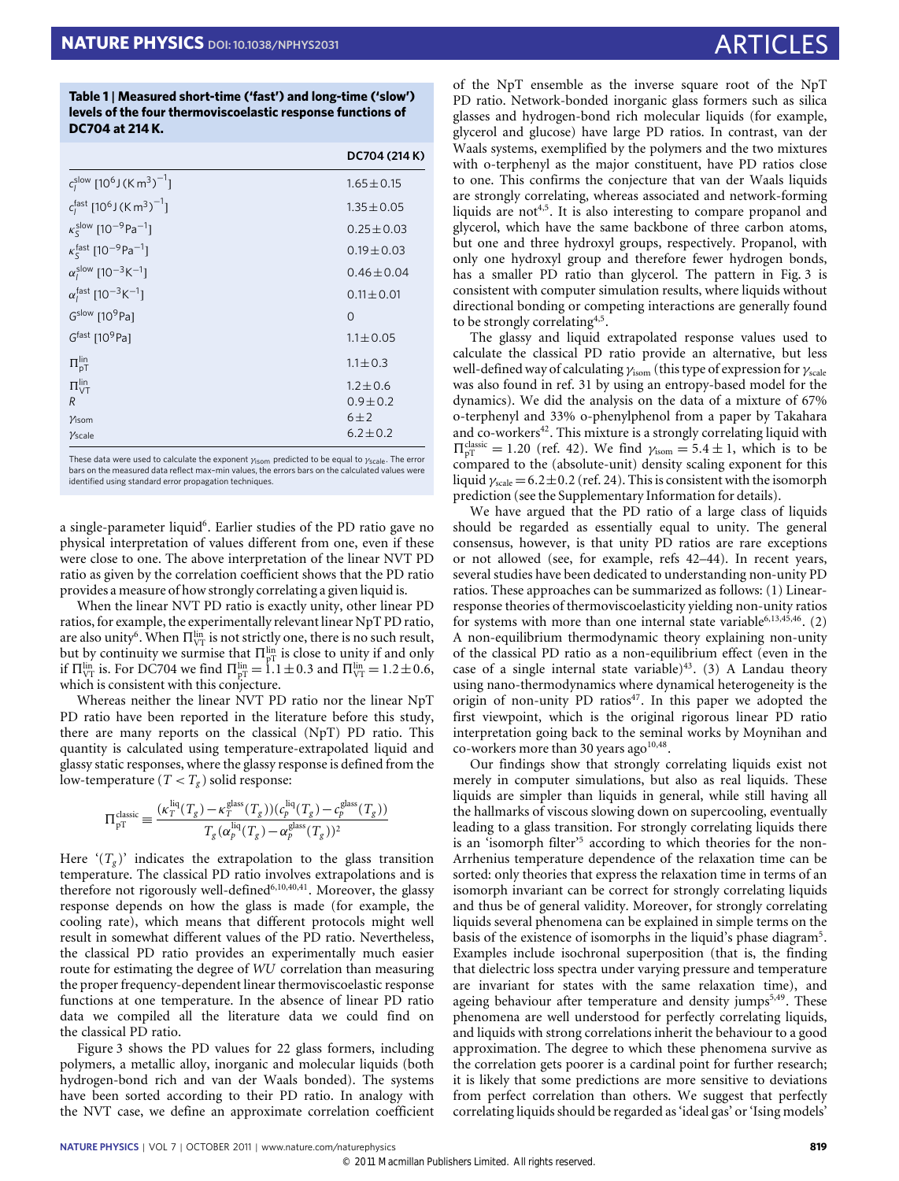**Table 1 | Measured short-time ('fast') and long-time ('slow') levels of the four thermoviscoelastic response functions of DC704 at 214 K.**

| | DC704 (214 K) |
|---|---|
| $c_l^{\rm slow}$ [$10^6$ J (K m$^3$)$^{-1}$] | 1.65 ± 0.15 |
| $c_l^{\rm fast}$ [$10^6$ J (K m$^3$)$^{-1}$] | 1.35 ± 0.05 |
| $\kappa_S^{\rm slow}$ [$10^{-9}$Pa$^{-1}$] | 0.25 ± 0.03 |
| $\kappa_S^{\rm fast}$ [$10^{-9}$Pa$^{-1}$] | 0.19 ± 0.03 |
| $\alpha_l^{\rm slow}$ [$10^{-3}$K$^{-1}$] | 0.46 ± 0.04 |
| $\alpha_l^{\rm fast}$ [$10^{-3}$K$^{-1}$] | 0.11 ± 0.01 |
| $G^{\rm slow}$ [$10^9$Pa] | 0 |
| $G^{\rm fast}$ [$10^9$Pa] | 1.1 ± 0.05 |
| $\Pi_{\rm pT}^{\rm lin}$ | 1.1 ± 0.3 |
| $\Pi_{\rm VT}^{\rm lin}$ | 1.2 ± 0.6 |
| $R$ | 0.9 ± 0.2 |
| $\gamma_{\rm isom}$ | 6 ± 2 |
| $\gamma_{\rm scale}$ | 6.2 ± 0.2 |

These data were used to calculate the exponent $\gamma_{\rm isom}$ predicted to be equal to $\gamma_{\rm scale}$. The error bars on the measured data reflect max–min values, the errors bars on the calculated values were identified using standard error propagation techniques.

a single-parameter liquid[6]. Earlier studies of the PD ratio gave no physical interpretation of values different from one, even if these were close to one. The above interpretation of the linear NVT PD ratio as given by the correlation coefficient shows that the PD ratio provides a measure of how strongly correlating a given liquid is.

When the linear NVT PD ratio is exactly unity, other linear PD ratios, for example, the experimentally relevant linear NpT PD ratio, are also unity[6]. When $\Pi_{\rm VT}^{\rm lin}$ is not strictly one, there is no such result, but by continuity we surmise that $\Pi_{\rm pT}^{\rm lin}$ is close to unity if and only if $\Pi_{\rm VT}^{\rm lin}$ is. For DC704 we find $\Pi_{\rm pT}^{\rm lin} = 1.1 \pm 0.3$ and $\Pi_{\rm VT}^{\rm lin} = 1.2 \pm 0.6$, which is consistent with this conjecture.

Whereas neither the linear NVT PD ratio nor the linear NpT PD ratio have been reported in the literature before this study, there are many reports on the classical (NpT) PD ratio. This quantity is calculated using temperature-extrapolated liquid and glassy static responses, where the glassy response is defined from the low-temperature ($T < T_g$) solid response:

$$\Pi_{\rm pT}^{\rm classic} \equiv \frac{(\kappa_T^{\rm liq}(T_g) - \kappa_T^{\rm glass}(T_g))(c_p^{\rm liq}(T_g) - c_p^{\rm glass}(T_g))}{T_g(\alpha_p^{\rm liq}(T_g) - \alpha_p^{\rm glass}(T_g))^2}$$

Here '$(T_g)$' indicates the extrapolation to the glass transition temperature. The classical PD ratio involves extrapolations and is therefore not rigorously well-defined[6,10,40,41]. Moreover, the glassy response depends on how the glass is made (for example, the cooling rate), which means that different protocols might well result in somewhat different values of the PD ratio. Nevertheless, the classical PD ratio provides an experimentally much easier route for estimating the degree of *WU* correlation than measuring the proper frequency-dependent linear thermoviscoelastic response functions at one temperature. In the absence of linear PD ratio data we compiled all the literature data we could find on the classical PD ratio.

Figure 3 shows the PD values for 22 glass formers, including polymers, a metallic alloy, inorganic and molecular liquids (both hydrogen-bond rich and van der Waals bonded). The systems have been sorted according to their PD ratio. In analogy with the NVT case, we define an approximate correlation coefficient of the NpT ensemble as the inverse square root of the NpT PD ratio. Network-bonded inorganic glass formers such as silica glasses and hydrogen-bond rich molecular liquids (for example, glycerol and glucose) have large PD ratios. In contrast, van der Waals systems, exemplified by the polymers and the two mixtures with o-terphenyl as the major constituent, have PD ratios close to one. This confirms the conjecture that van der Waals liquids are strongly correlating, whereas associated and network-forming liquids are not[4,5]. It is also interesting to compare propanol and glycerol, which have the same backbone of three carbon atoms, but one and three hydroxyl groups, respectively. Propanol, with only one hydroxyl group and therefore fewer hydrogen bonds, has a smaller PD ratio than glycerol. The pattern in Fig. 3 is consistent with computer simulation results, where liquids without directional bonding or competing interactions are generally found to be strongly correlating[4,5].

The glassy and liquid extrapolated response values used to calculate the classical PD ratio provide an alternative, but less well-defined way of calculating $\gamma_{\rm isom}$ (this type of expression for $\gamma_{\rm scale}$ was also found in ref. 31 by using an entropy-based model for the dynamics). We did the analysis on the data of a mixture of 67% o-terphenyl and 33% o-phenylphenol from a paper by Takahara and co-workers[42]. This mixture is a strongly correlating liquid with $\Pi_{\rm pT}^{\rm classic} = 1.20$ (ref. 42). We find $\gamma_{\rm isom} = 5.4 \pm 1$, which is to be compared to the (absolute-unit) density scaling exponent for this liquid $\gamma_{\rm scale} = 6.2 \pm 0.2$ (ref. 24). This is consistent with the isomorph prediction (see the Supplementary Information for details).

We have argued that the PD ratio of a large class of liquids should be regarded as essentially equal to unity. The general consensus, however, is that unity PD ratios are rare exceptions or not allowed (see, for example, refs 42–44). In recent years, several studies have been dedicated to understanding non-unity PD ratios. These approaches can be summarized as follows: (1) Linear-response theories of thermoviscoelasticity yielding non-unity ratios for systems with more than one internal state variable[6,13,45,46]. (2) A non-equilibrium thermodynamic theory explaining non-unity of the classical PD ratio as a non-equilibrium effect (even in the case of a single internal state variable)[43]. (3) A Landau theory using nano-thermodynamics where dynamical heterogeneity is the origin of non-unity PD ratios[47]. In this paper we adopted the first viewpoint, which is the original rigorous linear PD ratio interpretation going back to the seminal works by Moynihan and co-workers more than 30 years ago[10,48].

Our findings show that strongly correlating liquids exist not merely in computer simulations, but also as real liquids. These liquids are simpler than liquids in general, while still having all the hallmarks of viscous slowing down on supercooling, eventually leading to a glass transition. For strongly correlating liquids there is an 'isomorph filter'[5] according to which theories for the non-Arrhenius temperature dependence of the relaxation time can be sorted: only theories that express the relaxation time in terms of an isomorph invariant can be correct for strongly correlating liquids and thus be of general validity. Moreover, for strongly correlating liquids several phenomena can be explained in simple terms on the basis of the existence of isomorphs in the liquid's phase diagram[5]. Examples include isochronal superposition (that is, the finding that dielectric loss spectra under varying pressure and temperature are invariant for states with the same relaxation time), and ageing behaviour after temperature and density jumps[5,49]. These phenomena are well understood for perfectly correlating liquids, and liquids with strong correlations inherit the behaviour to a good approximation. The degree to which these phenomena survive as the correlation gets poorer is a cardinal point for further research; it is likely that some predictions are more sensitive to deviations from perfect correlation than others. We suggest that perfectly correlating liquids should be regarded as 'ideal gas' or 'Ising models'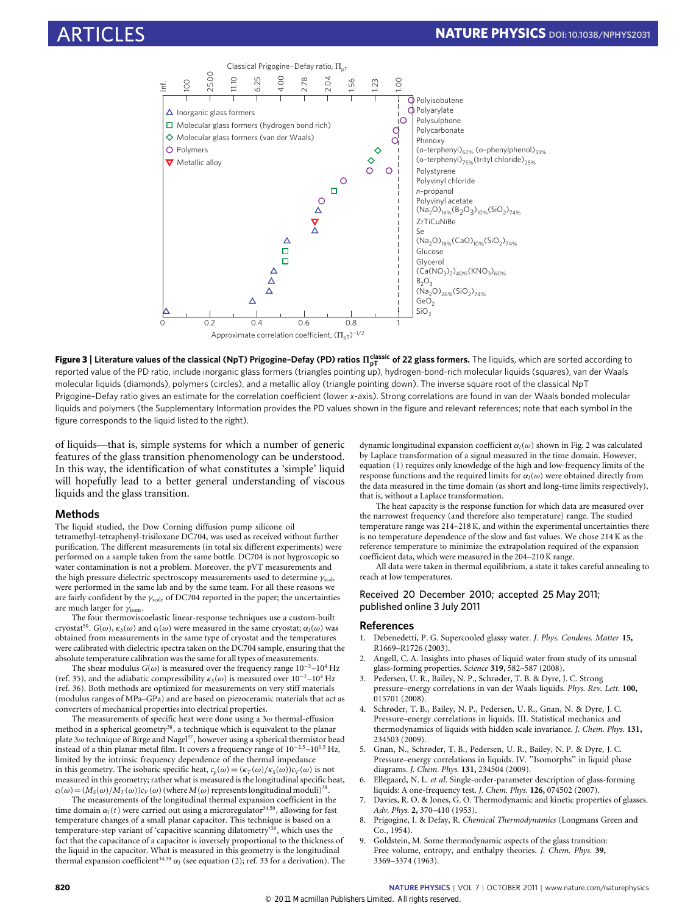**Figure 3 | Literature values of the classical (NpT) Prigogine–Defay (PD) ratios $\Pi_{pT}^{classic}$ of 22 glass formers.** The liquids, which are sorted according to reported value of the PD ratio, include inorganic glass formers (triangles pointing up), hydrogen-bond-rich molecular liquids (squares), van der Waals molecular liquids (diamonds), polymers (circles), and a metallic alloy (triangle pointing down). The inverse square root of the classical NpT Prigogine–Defay ratio gives an estimate for the correlation coefficient (lower x-axis). Strong correlations are found in van der Waals bonded molecular liquids and polymers (the Supplementary Information provides the PD values shown in the figure and relevant references; note that each symbol in the figure corresponds to the liquid listed to the right).

of liquids—that is, simple systems for which a number of generic features of the glass transition phenomenology can be understood. In this way, the identification of what constitutes a 'simple' liquid will hopefully lead to a better general understanding of viscous liquids and the glass transition.

## Methods

The liquid studied, the Dow Corning diffusion pump silicone oil tetramethyl-tetraphenyl-trisiloxane DC704, was used as received without further purification. The different measurements (in total six different experiments) were performed on a sample taken from the same bottle. DC704 is not hygroscopic so water contamination is not a problem. Moreover, the pVT measurements and the high pressure dielectric spectroscopy measurements used to determine $\gamma_{scale}$ were performed in the same lab and by the same team. For all these reasons we are fairly confident by the $\gamma_{scale}$ of DC704 reported in the paper; the uncertainties are much larger for $\gamma_{isom}$.

The four thermoviscoelastic linear-response techniques use a custom-built cryostat[50]. $G(\omega)$, $\kappa_S(\omega)$ and $c_l(\omega)$ were measured in the same cryostat; $\alpha_l(\omega)$ was obtained from measurements in the same type of cryostat and the temperatures were calibrated with dielectric spectra taken on the DC704 sample, ensuring that the absolute temperature calibration was the same for all types of measurements.

The shear modulus $G(\omega)$ is measured over the frequency range $10^{-3}$–$10^4$ Hz (ref. 35), and the adiabatic compressibility $\kappa_S(\omega)$ is measured over $10^{-2}$–$10^4$ Hz (ref. 36). Both methods are optimized for measurements on very stiff materials (modulus ranges of MPa–GPa) and are based on piezoceramic materials that act as converters of mechanical properties into electrical properties.

The measurements of specific heat were done using a $3\omega$ thermal-effusion method in a spherical geometry[38], a technique which is equivalent to the planar plate $3\omega$ technique of Birge and Nagel[37], however using a spherical thermistor bead instead of a thin planar metal film. It covers a frequency range of $10^{-2.5}$–$10^{0.5}$ Hz, limited by the intrinsic frequency dependence of the thermal impedance in this geometry. The isobaric specific heat, $c_p(\omega) = (\kappa_T(\omega)/\kappa_S(\omega))c_V(\omega)$ is not measured in this geometry; rather what is measured is the longitudinal specific heat, $c_l(\omega) = (M_S(\omega)/M_T(\omega))c_V(\omega)$ (where $M(\omega)$ represents longitudinal moduli)[38].

The measurements of the longitudinal thermal expansion coefficient in the time domain $\alpha_l(t)$ were carried out using a microregulator[34,50], allowing for fast temperature changes of a small planar capacitor. This technique is based on a temperature-step variant of 'capacitive scanning dilatometry'[39], which uses the fact that the capacitance of a capacitor is inversely proportional to the thickness of the liquid in the capacitor. What is measured in this geometry is the longitudinal thermal expansion coefficient[34,39] $\alpha_l$ (see equation (2); ref. 33 for a derivation). The dynamic longitudinal expansion coefficient $\alpha_l(\omega)$ shown in Fig. 2 was calculated by Laplace transformation of a signal measured in the time domain. However, equation (1) requires only knowledge of the high and low-frequency limits of the response functions and the required limits for $\alpha_l(\omega)$ were obtained directly from the data measured in the time domain (as short and long-time limits respectively), that is, without a Laplace transformation.

The heat capacity is the response function for which data are measured over the narrowest frequency (and therefore also temperature) range. The studied temperature range was 214–218 K, and within the experimental uncertainties there is no temperature dependence of the slow and fast values. We chose 214 K as the reference temperature to minimize the extrapolation required of the expansion coefficient data, which were measured in the 204–210 K range.

All data were taken in thermal equilibrium, a state it takes careful annealing to reach at low temperatures.

Received 20 December 2010; accepted 25 May 2011; published online 3 July 2011

## References

1. Debenedetti, P. G. Supercooled glassy water. *J. Phys. Condens. Matter* **15,** R1669–R1726 (2003).
2. Angell, C. A. Insights into phases of liquid water from study of its unusual glass-forming properties. *Science* **319,** 582–587 (2008).
3. Pedersen, U. R., Bailey, N. P., Schrøder, T. B. & Dyre, J. C. Strong pressure–energy correlations in van der Waals liquids. *Phys. Rev. Lett.* **100,** 015701 (2008).
4. Schrøder, T. B., Bailey, N. P., Pedersen, U. R., Gnan, N. & Dyre, J. C. Pressure–energy correlations in liquids. III. Statistical mechanics and thermodynamics of liquids with hidden scale invariance. *J. Chem. Phys.* **131,** 234503 (2009).
5. Gnan, N., Schrøder, T. B., Pedersen, U. R., Bailey, N. P. & Dyre, J. C. Pressure–energy correlations in liquids. IV. "Isomorphs" in liquid phase diagrams. *J. Chem. Phys.* **131,** 234504 (2009).
6. Ellegaard, N. L. *et al.* Single-order-parameter description of glass-forming liquids: A one-frequency test. *J. Chem. Phys.* **126,** 074502 (2007).
7. Davies, R. O. & Jones, G. O. Thermodynamic and kinetic properties of glasses. *Adv. Phys.* **2,** 370–410 (1953).
8. Prigogine, I. & Defay, R. *Chemical Thermodynamics* (Longmans Green and Co., 1954).
9. Goldstein, M. Some thermodynamic aspects of the glass transition: Free volume, entropy, and enthalpy theories. *J. Chem. Phys.* **39,** 3369–3374 (1963).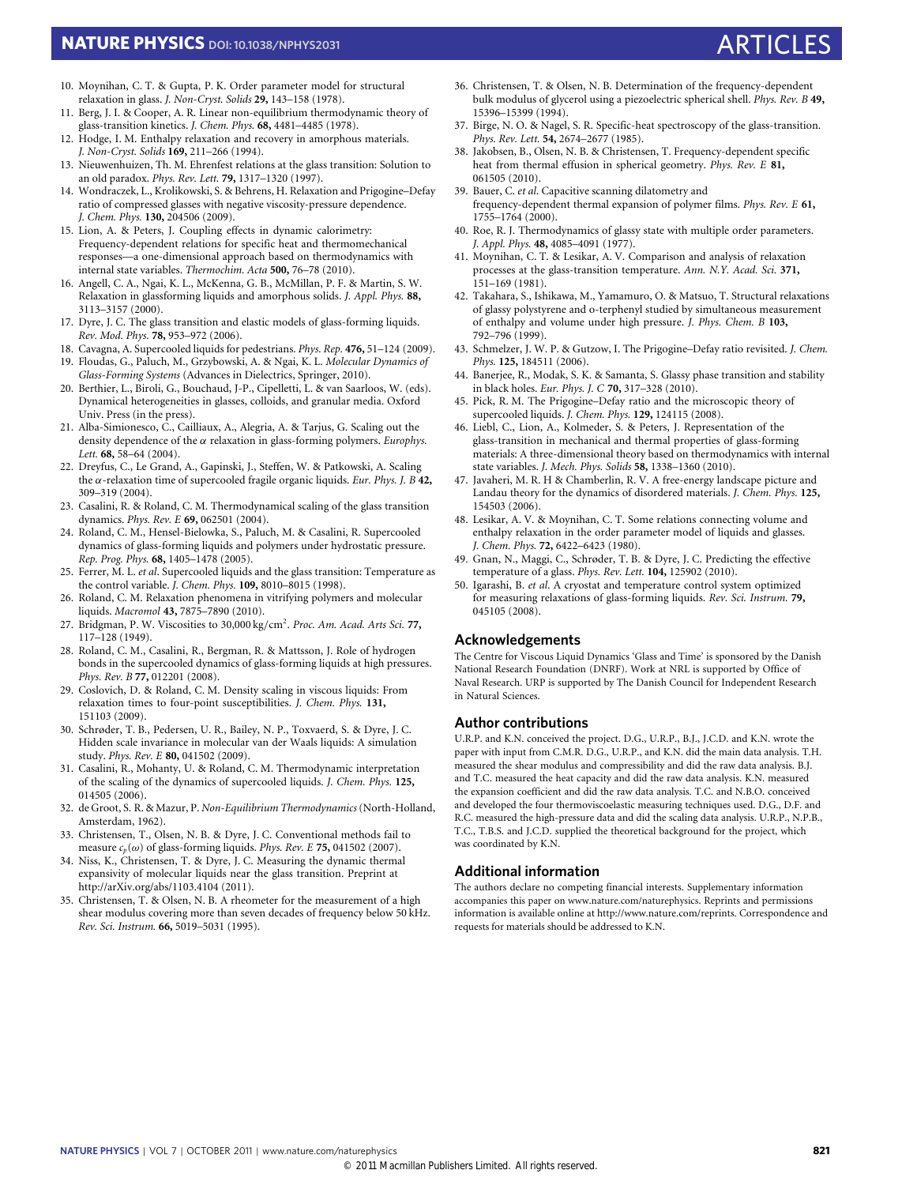10. Moynihan, C. T. & Gupta, P. K. Order parameter model for structural relaxation in glass. *J. Non-Cryst. Solids* **29,** 143–158 (1978).
11. Berg, J. I. & Cooper, A. R. Linear non-equilibrium thermodynamic theory of glass-transition kinetics. *J. Chem. Phys.* **68,** 4481–4485 (1978).
12. Hodge, I. M. Enthalpy relaxation and recovery in amorphous materials. *J. Non-Cryst. Solids* **169,** 211–266 (1994).
13. Nieuwenhuizen, Th. M. Ehrenfest relations at the glass transition: Solution to an old paradox. *Phys. Rev. Lett.* **79,** 1317–1320 (1997).
14. Wondraczek, L., Krolikowski, S. & Behrens, H. Relaxation and Prigogine–Defay ratio of compressed glasses with negative viscosity-pressure dependence. *J. Chem. Phys.* **130,** 204506 (2009).
15. Lion, A. & Peters, J. Coupling effects in dynamic calorimetry: Frequency-dependent relations for specific heat and thermomechanical responses—a one-dimensional approach based on thermodynamics with internal state variables. *Thermochim. Acta* **500,** 76–78 (2010).
16. Angell, C. A., Ngai, K. L., McKenna, G. B., McMillan, P. F. & Martin, S. W. Relaxation in glassforming liquids and amorphous solids. *J. Appl. Phys.* **88,** 3113–3157 (2000).
17. Dyre, J. C. The glass transition and elastic models of glass-forming liquids. *Rev. Mod. Phys.* **78,** 953–972 (2006).
18. Cavagna, A. Supercooled liquids for pedestrians. *Phys. Rep.* **476,** 51–124 (2009).
19. Floudas, G., Paluch, M., Grzybowski, A. & Ngai, K. L. *Molecular Dynamics of Glass-Forming Systems* (Advances in Dielectrics, Springer, 2010).
20. Berthier, L., Biroli, G., Bouchaud, J-P., Cipelletti, L. & van Saarloos, W. (eds). Dynamical heterogeneities in glasses, colloids, and granular media. Oxford Univ. Press (in the press).
21. Alba-Simionesco, C., Cailliaux, A., Alegria, A. & Tarjus, G. Scaling out the density dependence of the $\alpha$ relaxation in glass-forming polymers. *Europhys. Lett.* **68,** 58–64 (2004).
22. Dreyfus, C., Le Grand, A., Gapinski, J., Steffen, W. & Patkowski, A. Scaling the $\alpha$-relaxation time of supercooled fragile organic liquids. *Eur. Phys. J. B* **42,** 309–319 (2004).
23. Casalini, R. & Roland, C. M. Thermodynamical scaling of the glass transition dynamics. *Phys. Rev. E* **69,** 062501 (2004).
24. Roland, C. M., Hensel-Bielowka, S., Paluch, M. & Casalini, R. Supercooled dynamics of glass-forming liquids and polymers under hydrostatic pressure. *Rep. Prog. Phys.* **68,** 1405–1478 (2005).
25. Ferrer, M. L. *et al.* Supercooled liquids and the glass transition: Temperature as the control variable. *J. Chem. Phys.* **109,** 8010–8015 (1998).
26. Roland, C. M. Relaxation phenomena in vitrifying polymers and molecular liquids. *Macromol* **43,** 7875–7890 (2010).
27. Bridgman, P. W. Viscosities to 30,000 kg/cm$^2$. *Proc. Am. Acad. Arts Sci.* **77,** 117–128 (1949).
28. Roland, C. M., Casalini, R., Bergman, R. & Mattsson, J. Role of hydrogen bonds in the supercooled dynamics of glass-forming liquids at high pressures. *Phys. Rev. B* **77,** 012201 (2008).
29. Coslovich, D. & Roland, C. M. Density scaling in viscous liquids: From relaxation times to four-point susceptibilities. *J. Chem. Phys.* **131,** 151103 (2009).
30. Schrøder, T. B., Pedersen, U. R., Bailey, N. P., Toxvaerd, S. & Dyre, J. C. Hidden scale invariance in molecular van der Waals liquids: A simulation study. *Phys. Rev. E* **80,** 041502 (2009).
31. Casalini, R., Mohanty, U. & Roland, C. M. Thermodynamic interpretation of the scaling of the dynamics of supercooled liquids. *J. Chem. Phys.* **125,** 014505 (2006).
32. de Groot, S. R. & Mazur, P. *Non-Equilibrium Thermodynamics* (North-Holland, Amsterdam, 1962).
33. Christensen, T., Olsen, N. B. & Dyre, J. C. Conventional methods fail to measure $c_p(\omega)$ of glass-forming liquids. *Phys. Rev. E* **75,** 041502 (2007).
34. Niss, K., Christensen, T. & Dyre, J. C. Measuring the dynamic thermal expansivity of molecular liquids near the glass transition. Preprint at http://arXiv.org/abs/1103.4104 (2011).
35. Christensen, T. & Olsen, N. B. A rheometer for the measurement of a high shear modulus covering more than seven decades of frequency below 50 kHz. *Rev. Sci. Instrum.* **66,** 5019–5031 (1995).
36. Christensen, T. & Olsen, N. B. Determination of the frequency-dependent bulk modulus of glycerol using a piezoelectric spherical shell. *Phys. Rev. B* **49,** 15396–15399 (1994).
37. Birge, N. O. & Nagel, S. R. Specific-heat spectroscopy of the glass-transition. *Phys. Rev. Lett.* **54,** 2674–2677 (1985).
38. Jakobsen, B., Olsen, N. B. & Christensen, T. Frequency-dependent specific heat from thermal effusion in spherical geometry. *Phys. Rev. E* **81,** 061505 (2010).
39. Bauer, C. *et al.* Capacitive scanning dilatometry and frequency-dependent thermal expansion of polymer films. *Phys. Rev. E* **61,** 1755–1764 (2000).
40. Roe, R. J. Thermodynamics of glassy state with multiple order parameters. *J. Appl. Phys.* **48,** 4085–4091 (1977).
41. Moynihan, C. T. & Lesikar, A. V. Comparison and analysis of relaxation processes at the glass-transition temperature. *Ann. N.Y. Acad. Sci.* **371,** 151–169 (1981).
42. Takahara, S., Ishikawa, M., Yamamuro, O. & Matsuo, T. Structural relaxations of glassy polystyrene and o-terphenyl studied by simultaneous measurement of enthalpy and volume under high pressure. *J. Phys. Chem. B* **103,** 792–796 (1999).
43. Schmelzer, J. W. P. & Gutzow, I. The Prigogine–Defay ratio revisited. *J. Chem. Phys.* **125,** 184511 (2006).
44. Banerjee, R., Modak, S. K. & Samanta, S. Glassy phase transition and stability in black holes. *Eur. Phys. J. C* **70,** 317–328 (2010).
45. Pick, R. M. The Prigogine–Defay ratio and the microscopic theory of supercooled liquids. *J. Chem. Phys.* **129,** 124115 (2008).
46. Liebl, C., Lion, A., Kolmeder, S. & Peters, J. Representation of the glass-transition in mechanical and thermal properties of glass-forming materials: A three-dimensional theory based on thermodynamics with internal state variables. *J. Mech. Phys. Solids* **58,** 1338–1360 (2010).
47. Javaheri, M. R. H & Chamberlin, R. V. A free-energy landscape picture and Landau theory for the dynamics of disordered materials. *J. Chem. Phys.* **125,** 154503 (2006).
48. Lesikar, A. V. & Moynihan, C. T. Some relations connecting volume and enthalpy relaxation in the order parameter model of liquids and glasses. *J. Chem. Phys.* **72,** 6422–6423 (1980).
49. Gnan, N., Maggi, C., Schrøder, T. B. & Dyre, J. C. Predicting the effective temperature of a glass. *Phys. Rev. Lett.* **104,** 125902 (2010).
50. Igarashi, B. *et al.* A cryostat and temperature control system optimized for measuring relaxations of glass-forming liquids. *Rev. Sci. Instrum.* **79,** 045105 (2008).

## Acknowledgements

The Centre for Viscous Liquid Dynamics 'Glass and Time' is sponsored by the Danish National Research Foundation (DNRF). Work at NRL is supported by Office of Naval Research. URP is supported by The Danish Council for Independent Research in Natural Sciences.

## Author contributions

U.R.P. and K.N. conceived the project. D.G., U.R.P., B.J., J.C.D. and K.N. wrote the paper with input from C.M.R. D.G., U.R.P., and K.N. did the main data analysis. T.H. measured the shear modulus and compressibility and did the raw data analysis. B.J. and T.C. measured the heat capacity and did the raw data analysis. K.N. measured the expansion coefficient and did the raw data analysis. T.C. and N.B.O. conceived and developed the four thermoviscoelastic measuring techniques used. D.G., D.F. and R.C. measured the high-pressure data and did the scaling data analysis. U.R.P., N.P.B., T.C., T.B.S. and J.C.D. supplied the theoretical background for the project, which was coordinated by K.N.

## Additional information

The authors declare no competing financial interests. Supplementary information accompanies this paper on www.nature.com/naturephysics. Reprints and permissions information is available online at http://www.nature.com/reprints. Correspondence and requests for materials should be addressed to K.N.